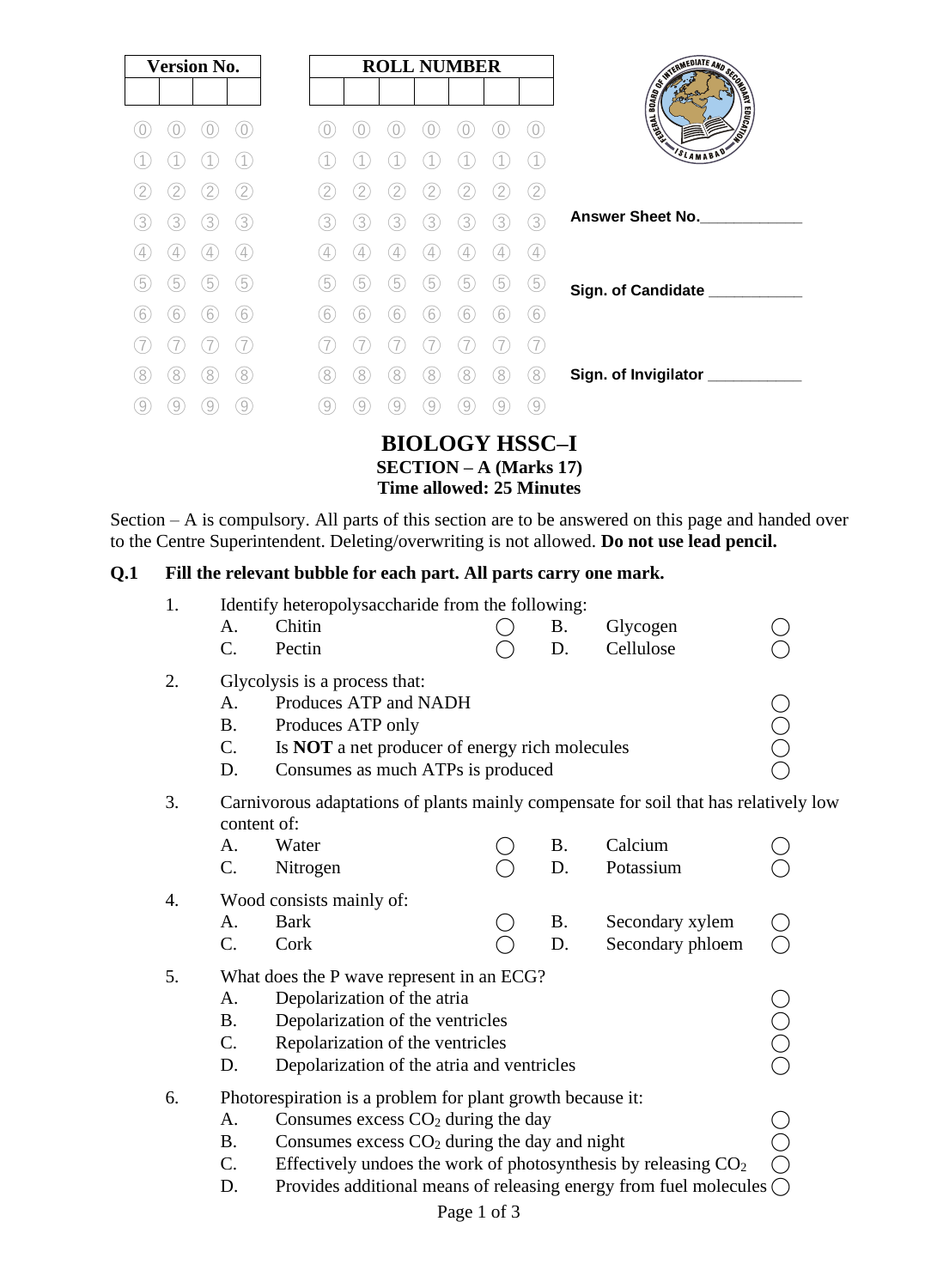| Version No. | | | |
|---|---|---|---|
| | | | |

| ROLL NUMBER | | | | | | |
|---|---|---|---|---|---|---|
| | | | | | | |

Answer Sheet No.____________

Sign. of Candidate ___________

Sign. of Invigilator ___________

# BIOLOGY HSSC–I

## SECTION – A (Marks 17)

### Time allowed: 25 Minutes

Section – A is compulsory. All parts of this section are to be answered on this page and handed over to the Centre Superintendent. Deleting/overwriting is not allowed. **Do not use lead pencil.**

**Q.1 Fill the relevant bubble for each part. All parts carry one mark.**

1. Identify heteropolysaccharide from the following:
   - A. Chitin ◯
   - B. Glycogen ◯
   - C. Pectin ◯
   - D. Cellulose ◯

2. Glycolysis is a process that:
   - A. Produces ATP and NADH ◯
   - B. Produces ATP only ◯
   - C. Is **NOT** a net producer of energy rich molecules ◯
   - D. Consumes as much ATPs is produced ◯

3. Carnivorous adaptations of plants mainly compensate for soil that has relatively low content of:
   - A. Water ◯
   - B. Calcium ◯
   - C. Nitrogen ◯
   - D. Potassium ◯

4. Wood consists mainly of:
   - A. Bark ◯
   - B. Secondary xylem ◯
   - C. Cork ◯
   - D. Secondary phloem ◯

5. What does the P wave represent in an ECG?
   - A. Depolarization of the atria ◯
   - B. Depolarization of the ventricles ◯
   - C. Repolarization of the ventricles ◯
   - D. Depolarization of the atria and ventricles ◯

6. Photorespiration is a problem for plant growth because it:
   - A. Consumes excess $CO_2$ during the day ◯
   - B. Consumes excess $CO_2$ during the day and night ◯
   - C. Effectively undoes the work of photosynthesis by releasing $CO_2$ ◯
   - D. Provides additional means of releasing energy from fuel molecules ◯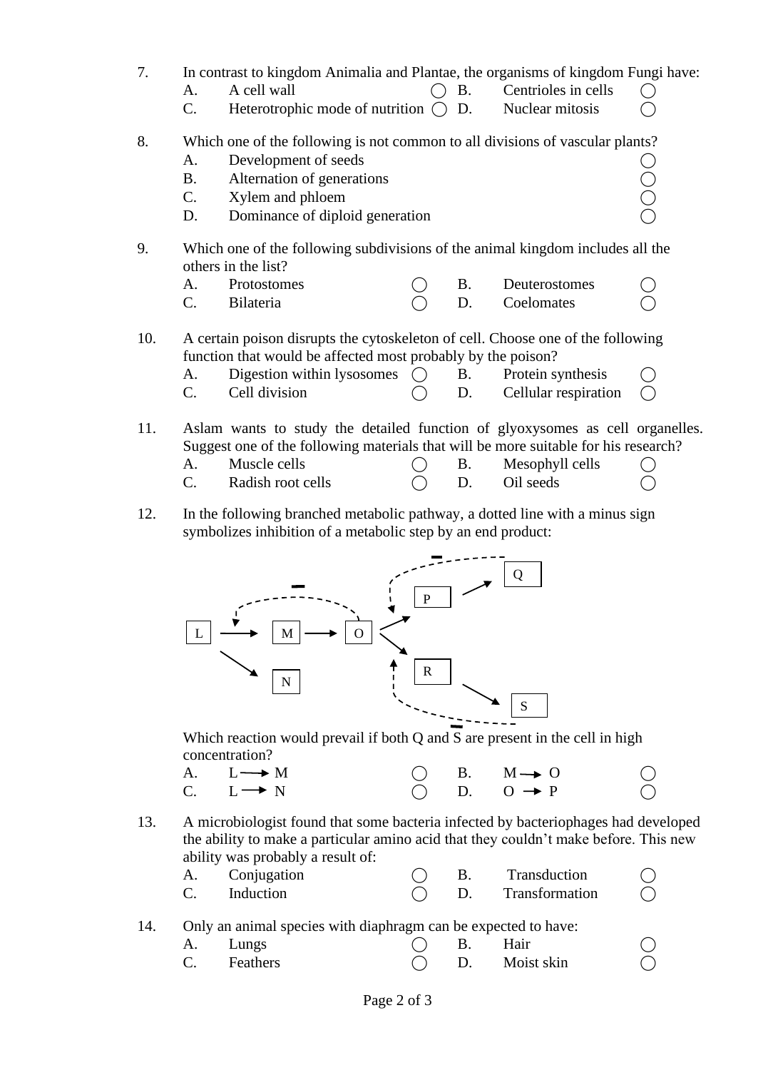7. In contrast to kingdom Animalia and Plantae, the organisms of kingdom Fungi have:
   - A. A cell wall ◯
   - B. Centrioles in cells ◯
   - C. Heterotrophic mode of nutrition ◯
   - D. Nuclear mitosis ◯

8. Which one of the following is not common to all divisions of vascular plants?
   - A. Development of seeds ◯
   - B. Alternation of generations ◯
   - C. Xylem and phloem ◯
   - D. Dominance of diploid generation ◯

9. Which one of the following subdivisions of the animal kingdom includes all the others in the list?
   - A. Protostomes ◯
   - B. Deuterostomes ◯
   - C. Bilateria ◯
   - D. Coelomates ◯

10. A certain poison disrupts the cytoskeleton of cell. Choose one of the following function that would be affected most probably by the poison?
    - A. Digestion within lysosomes ◯
    - B. Protein synthesis ◯
    - C. Cell division ◯
    - D. Cellular respiration ◯

11. Aslam wants to study the detailed function of glyoxysomes as cell organelles. Suggest one of the following materials that will be more suitable for his research?
    - A. Muscle cells ◯
    - B. Mesophyll cells ◯
    - C. Radish root cells ◯
    - D. Oil seeds ◯

12. In the following branched metabolic pathway, a dotted line with a minus sign symbolizes inhibition of a metabolic step by an end product:

    L → M → O; L → N; O → P → Q; O → R → S

    Which reaction would prevail if both Q and S are present in the cell in high concentration?
    - A. L → M ◯
    - B. M → O ◯
    - C. L → N ◯
    - D. O → P ◯

13. A microbiologist found that some bacteria infected by bacteriophages had developed the ability to make a particular amino acid that they couldn't make before. This new ability was probably a result of:
    - A. Conjugation ◯
    - B. Transduction ◯
    - C. Induction ◯
    - D. Transformation ◯

14. Only an animal species with diaphragm can be expected to have:
    - A. Lungs ◯
    - B. Hair ◯
    - C. Feathers ◯
    - D. Moist skin ◯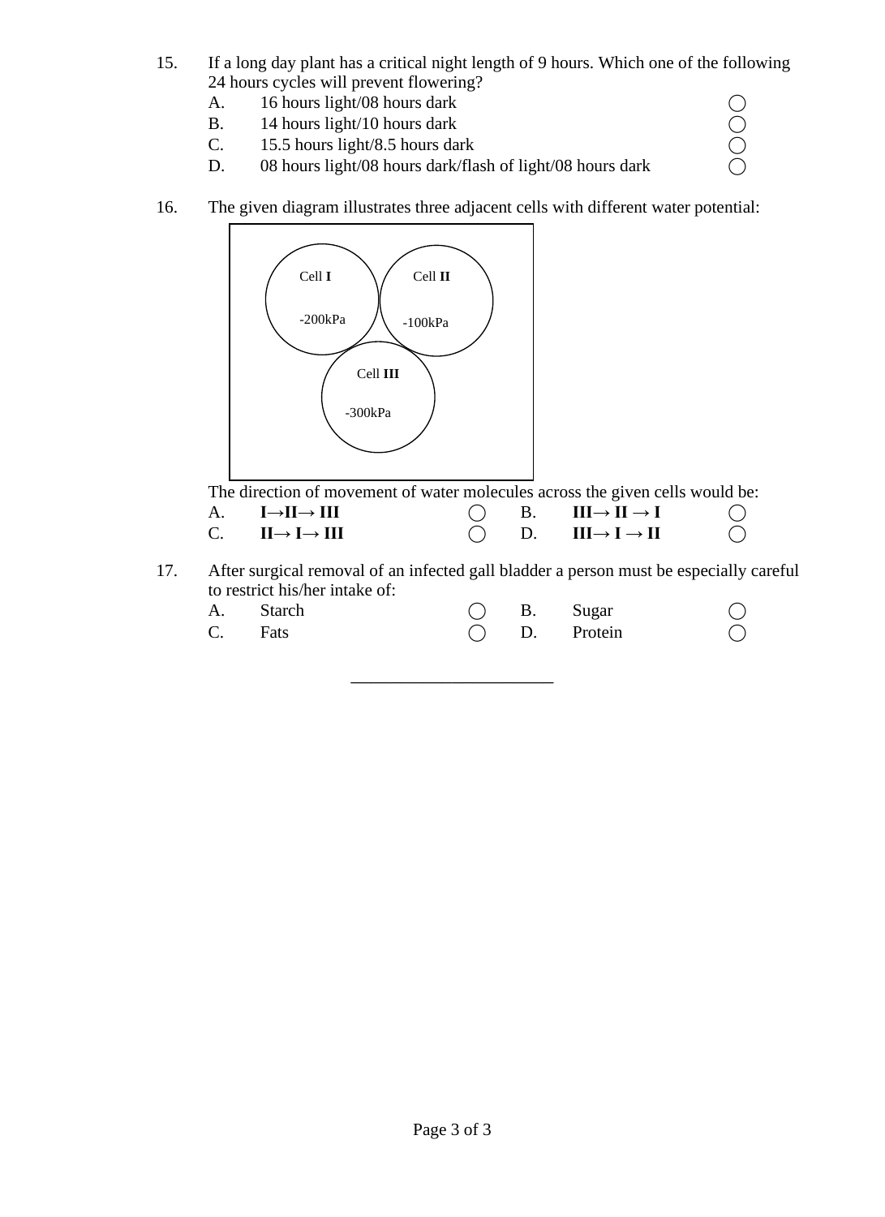15. If a long day plant has a critical night length of 9 hours. Which one of the following 24 hours cycles will prevent flowering?
    - A. 16 hours light/08 hours dark ◯
    - B. 14 hours light/10 hours dark ◯
    - C. 15.5 hours light/8.5 hours dark ◯
    - D. 08 hours light/08 hours dark/flash of light/08 hours dark ◯

16. The given diagram illustrates three adjacent cells with different water potential:

Cell **I**
-200kPa

Cell **II**
-100kPa

Cell **III**
-300kPa

The direction of movement of water molecules across the given cells would be:

| | | | | | |
|---|---|---|---|---|---|
| A. | **I→II→ III** | ◯ | B. | **III→ II → I** | ◯ |
| C. | **II→ I→ III** | ◯ | D. | **III→ I → II** | ◯ |

17. After surgical removal of an infected gall bladder a person must be especially careful to restrict his/her intake of:

| | | | | | |
|---|---|---|---|---|---|
| A. | Starch | ◯ | B. | Sugar | ◯ |
| C. | Fats | ◯ | D. | Protein | ◯ |

______________________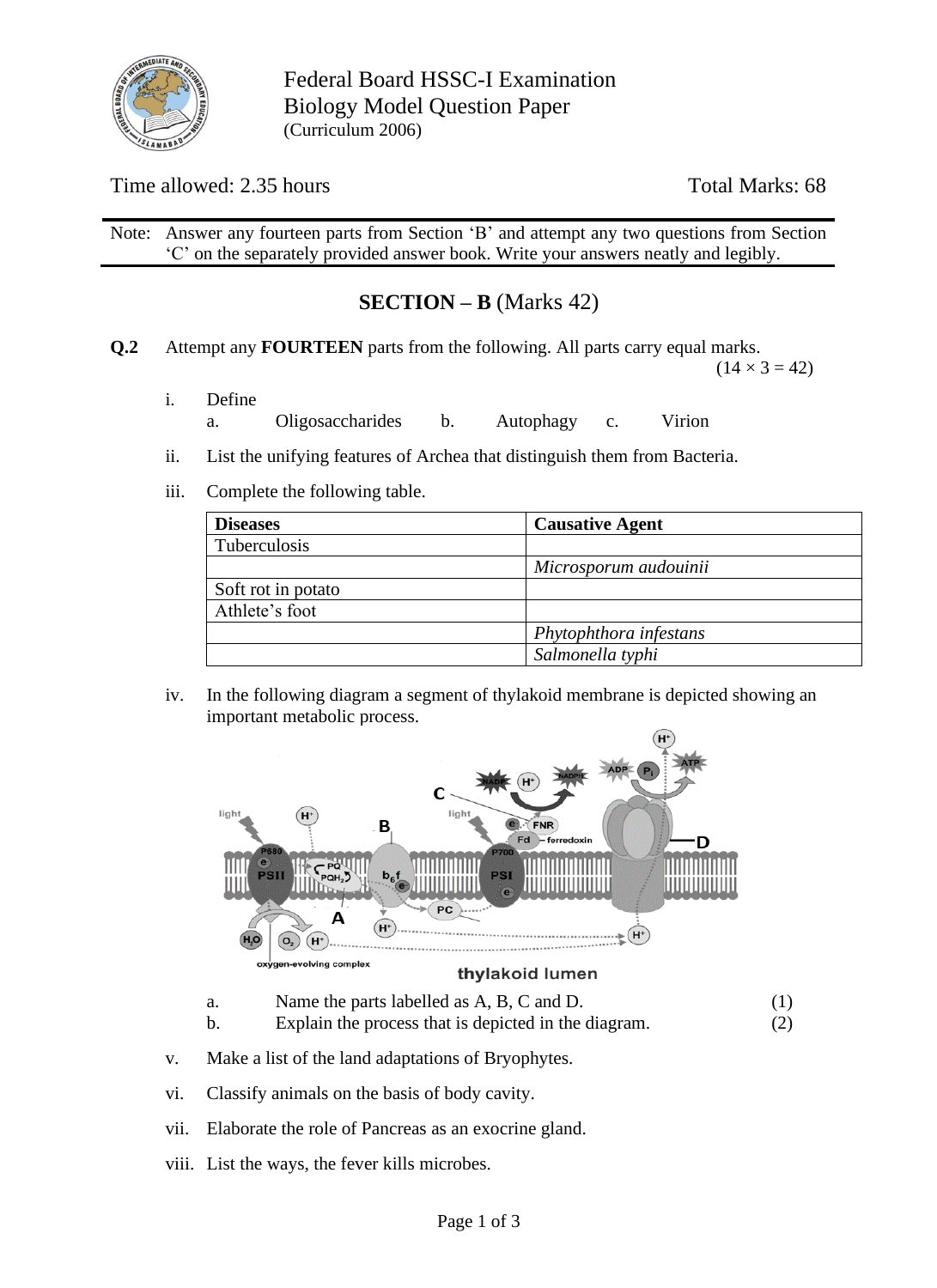Federal Board HSSC-I Examination
Biology Model Question Paper
(Curriculum 2006)

Time allowed: 2.35 hours | Total Marks: 68

Note: Answer any fourteen parts from Section 'B' and attempt any two questions from Section 'C' on the separately provided answer book. Write your answers neatly and legibly.

## SECTION – B (Marks 42)

**Q.2** Attempt any **FOURTEEN** parts from the following. All parts carry equal marks. (14 × 3 = 42)

i. Define
   a. Oligosaccharides b. Autophagy c. Virion

ii. List the unifying features of Archea that distinguish them from Bacteria.

iii. Complete the following table.

| **Diseases** | **Causative Agent** |
|---|---|
| Tuberculosis | |
| | *Microsporum audouinii* |
| Soft rot in potato | |
| Athlete's foot | |
| | *Phytophthora infestans* |
| | *Salmonella typhi* |

iv. In the following diagram a segment of thylakoid membrane is depicted showing an important metabolic process.

light
$H^+$
B
C
light
NADP
$H^+$
NADPH
ADP
$P_i$
ATP
$H^+$
e
FNR
Fd
ferredoxin
D
P680
e
PSII
PQ
$PQH_2$
$b_6f$
e
P700
PSI
e
PC
A
$H^+$
$H^+$
$H_2O$
$O_2$
$H^+$
oxygen-evolving complex
thylakoid lumen

   a. Name the parts labelled as A, B, C and D. (1)
   b. Explain the process that is depicted in the diagram. (2)

v. Make a list of the land adaptations of Bryophytes.

vi. Classify animals on the basis of body cavity.

vii. Elaborate the role of Pancreas as an exocrine gland.

viii. List the ways, the fever kills microbes.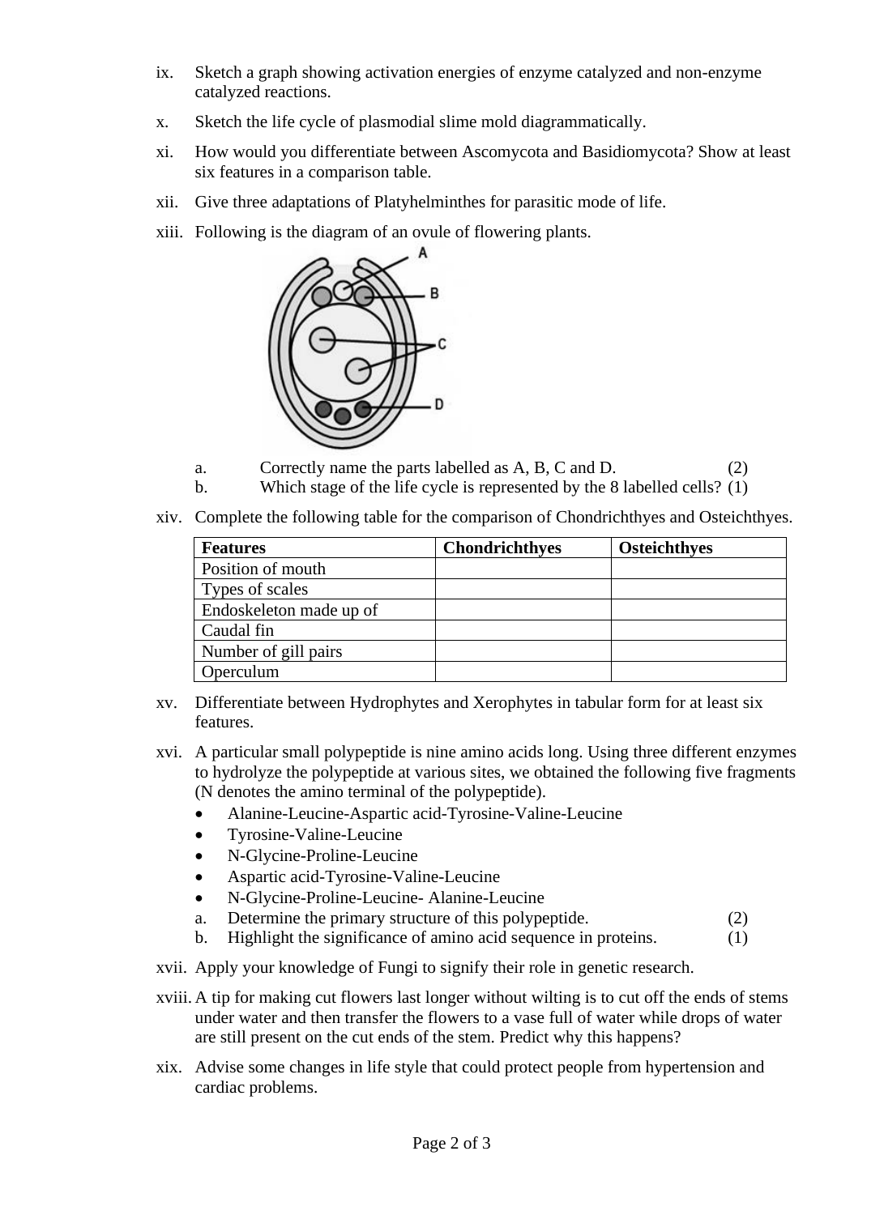ix. Sketch a graph showing activation energies of enzyme catalyzed and non-enzyme catalyzed reactions.

x. Sketch the life cycle of plasmodial slime mold diagrammatically.

xi. How would you differentiate between Ascomycota and Basidiomycota? Show at least six features in a comparison table.

xii. Give three adaptations of Platyhelminthes for parasitic mode of life.

xiii. Following is the diagram of an ovule of flowering plants.

A

B

C

D

a. Correctly name the parts labelled as A, B, C and D. (2)

b. Which stage of the life cycle is represented by the 8 labelled cells? (1)

xiv. Complete the following table for the comparison of Chondrichthyes and Osteichthyes.

| Features | Chondrichthyes | Osteichthyes |
|---|---|---|
| Position of mouth | | |
| Types of scales | | |
| Endoskeleton made up of | | |
| Caudal fin | | |
| Number of gill pairs | | |
| Operculum | | |

xv. Differentiate between Hydrophytes and Xerophytes in tabular form for at least six features.

xvi. A particular small polypeptide is nine amino acids long. Using three different enzymes to hydrolyze the polypeptide at various sites, we obtained the following five fragments (N denotes the amino terminal of the polypeptide).

- Alanine-Leucine-Aspartic acid-Tyrosine-Valine-Leucine
- Tyrosine-Valine-Leucine
- N-Glycine-Proline-Leucine
- Aspartic acid-Tyrosine-Valine-Leucine
- N-Glycine-Proline-Leucine- Alanine-Leucine

a. Determine the primary structure of this polypeptide. (2)

b. Highlight the significance of amino acid sequence in proteins. (1)

xvii. Apply your knowledge of Fungi to signify their role in genetic research.

xviii. A tip for making cut flowers last longer without wilting is to cut off the ends of stems under water and then transfer the flowers to a vase full of water while drops of water are still present on the cut ends of the stem. Predict why this happens?

xix. Advise some changes in life style that could protect people from hypertension and cardiac problems.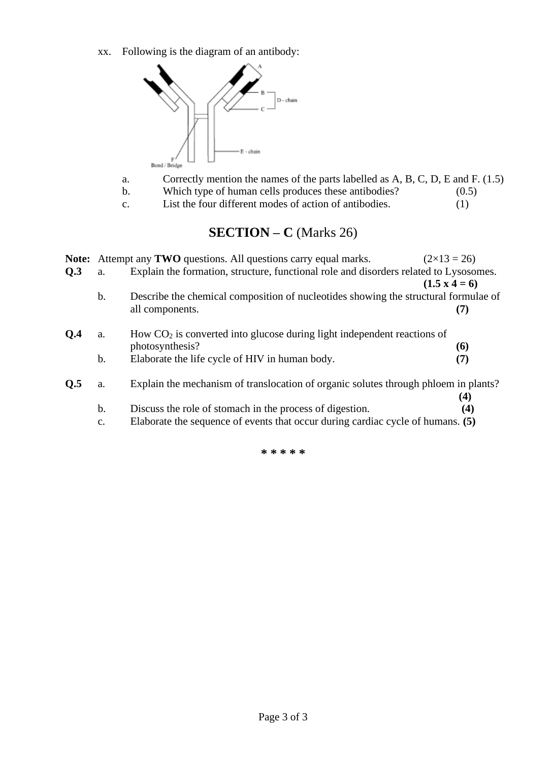xx. Following is the diagram of an antibody:

A

B

C

D - chain

E - chain

F

Bond / Bridge

a. Correctly mention the names of the parts labelled as A, B, C, D, E and F. (1.5)

b. Which type of human cells produces these antibodies? (0.5)

c. List the four different modes of action of antibodies. (1)

## SECTION – C (Marks 26)

**Note:** Attempt any **TWO** questions. All questions carry equal marks. (2×13 = 26)

**Q.3** a. Explain the formation, structure, functional role and disorders related to Lysosomes. **(1.5 x 4 = 6)**

b. Describe the chemical composition of nucleotides showing the structural formulae of all components. **(7)**

**Q.4** a. How $CO_2$ is converted into glucose during light independent reactions of photosynthesis? **(6)**

b. Elaborate the life cycle of HIV in human body. **(7)**

**Q.5** a. Explain the mechanism of translocation of organic solutes through phloem in plants? **(4)**

b. Discuss the role of stomach in the process of digestion. **(4)**

c. Elaborate the sequence of events that occur during cardiac cycle of humans. **(5)**

**\* \* \* \* \***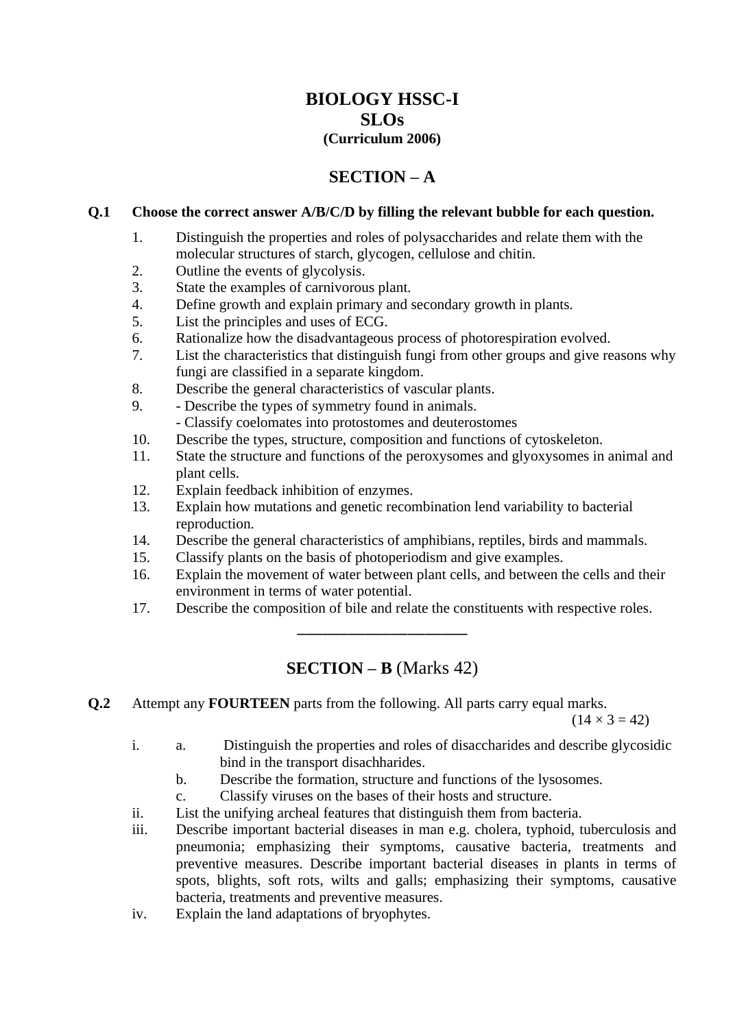# BIOLOGY HSSC-I

## SLOs

**(Curriculum 2006)**

## SECTION – A

**Q.1 Choose the correct answer A/B/C/D by filling the relevant bubble for each question.**

1. Distinguish the properties and roles of polysaccharides and relate them with the molecular structures of starch, glycogen, cellulose and chitin.
2. Outline the events of glycolysis.
3. State the examples of carnivorous plant.
4. Define growth and explain primary and secondary growth in plants.
5. List the principles and uses of ECG.
6. Rationalize how the disadvantageous process of photorespiration evolved.
7. List the characteristics that distinguish fungi from other groups and give reasons why fungi are classified in a separate kingdom.
8. Describe the general characteristics of vascular plants.
9. - Describe the types of symmetry found in animals.
   - Classify coelomates into protostomes and deuterostomes
10. Describe the types, structure, composition and functions of cytoskeleton.
11. State the structure and functions of the peroxysomes and glyoxysomes in animal and plant cells.
12. Explain feedback inhibition of enzymes.
13. Explain how mutations and genetic recombination lend variability to bacterial reproduction.
14. Describe the general characteristics of amphibians, reptiles, birds and mammals.
15. Classify plants on the basis of photoperiodism and give examples.
16. Explain the movement of water between plant cells, and between the cells and their environment in terms of water potential.
17. Describe the composition of bile and relate the constituents with respective roles.

---

## SECTION – B (Marks 42)

**Q.2** Attempt any **FOURTEEN** parts from the following. All parts carry equal marks.

(14 × 3 = 42)

i. 
   a. Distinguish the properties and roles of disaccharides and describe glycosidic bind in the transport disachharides.
   b. Describe the formation, structure and functions of the lysosomes.
   c. Classify viruses on the bases of their hosts and structure.

ii. List the unifying archeal features that distinguish them from bacteria.

iii. Describe important bacterial diseases in man e.g. cholera, typhoid, tuberculosis and pneumonia; emphasizing their symptoms, causative bacteria, treatments and preventive measures. Describe important bacterial diseases in plants in terms of spots, blights, soft rots, wilts and galls; emphasizing their symptoms, causative bacteria, treatments and preventive measures.

iv. Explain the land adaptations of bryophytes.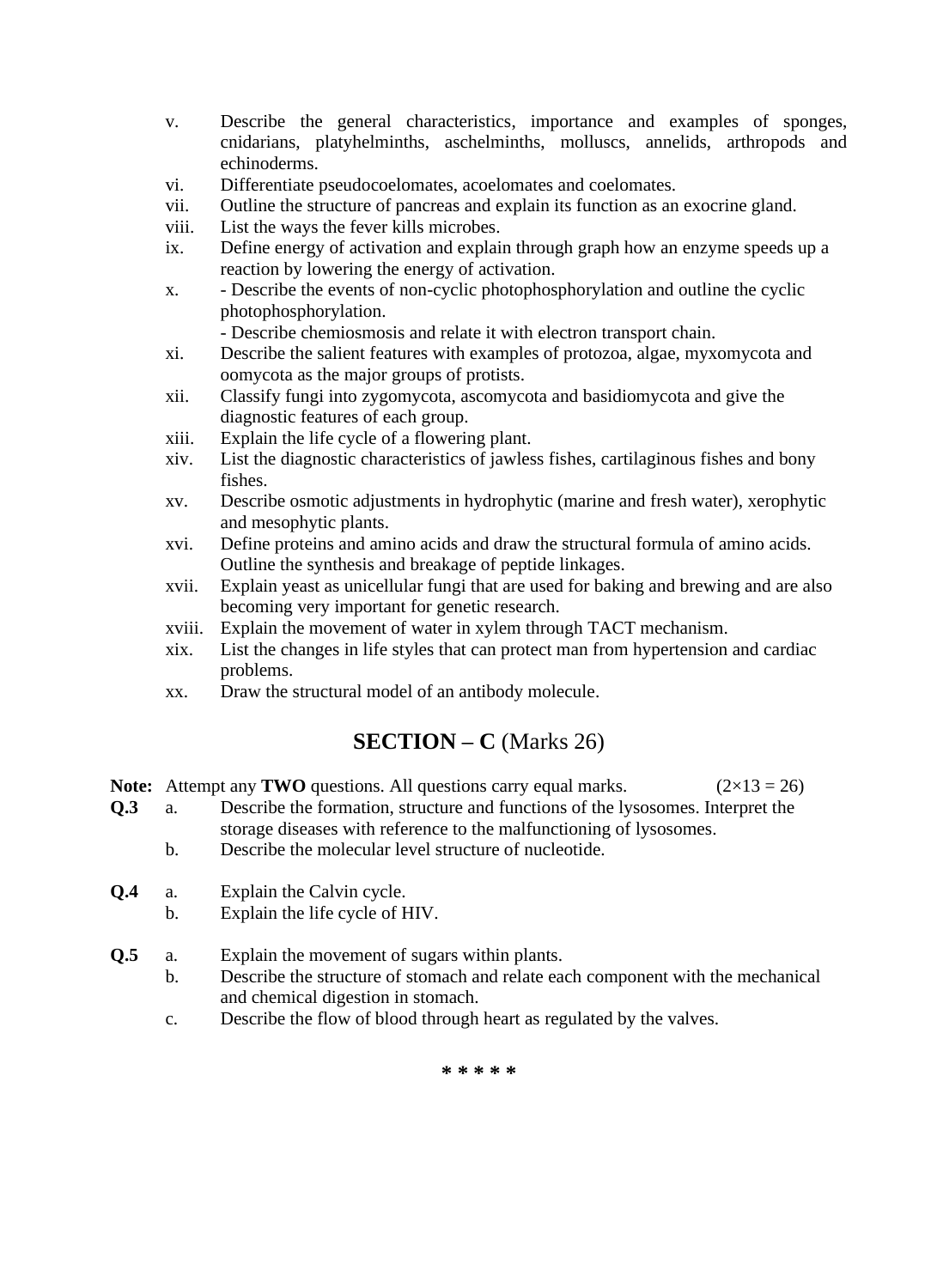v. Describe the general characteristics, importance and examples of sponges, cnidarians, platyhelminths, aschelminths, molluscs, annelids, arthropods and echinoderms.

vi. Differentiate pseudocoelomates, acoelomates and coelomates.

vii. Outline the structure of pancreas and explain its function as an exocrine gland.

viii. List the ways the fever kills microbes.

ix. Define energy of activation and explain through graph how an enzyme speeds up a reaction by lowering the energy of activation.

x. - Describe the events of non-cyclic photophosphorylation and outline the cyclic photophosphorylation.
   - Describe chemiosmosis and relate it with electron transport chain.

xi. Describe the salient features with examples of protozoa, algae, myxomycota and oomycota as the major groups of protists.

xii. Classify fungi into zygomycota, ascomycota and basidiomycota and give the diagnostic features of each group.

xiii. Explain the life cycle of a flowering plant.

xiv. List the diagnostic characteristics of jawless fishes, cartilaginous fishes and bony fishes.

xv. Describe osmotic adjustments in hydrophytic (marine and fresh water), xerophytic and mesophytic plants.

xvi. Define proteins and amino acids and draw the structural formula of amino acids. Outline the synthesis and breakage of peptide linkages.

xvii. Explain yeast as unicellular fungi that are used for baking and brewing and are also becoming very important for genetic research.

xviii. Explain the movement of water in xylem through TACT mechanism.

xix. List the changes in life styles that can protect man from hypertension and cardiac problems.

xx. Draw the structural model of an antibody molecule.

## SECTION – C (Marks 26)

**Note:** Attempt any **TWO** questions. All questions carry equal marks. (2×13 = 26)

**Q.3**
a. Describe the formation, structure and functions of the lysosomes. Interpret the storage diseases with reference to the malfunctioning of lysosomes.
b. Describe the molecular level structure of nucleotide.

**Q.4**
a. Explain the Calvin cycle.
b. Explain the life cycle of HIV.

**Q.5**
a. Explain the movement of sugars within plants.
b. Describe the structure of stomach and relate each component with the mechanical and chemical digestion in stomach.
c. Describe the flow of blood through heart as regulated by the valves.

* * * * *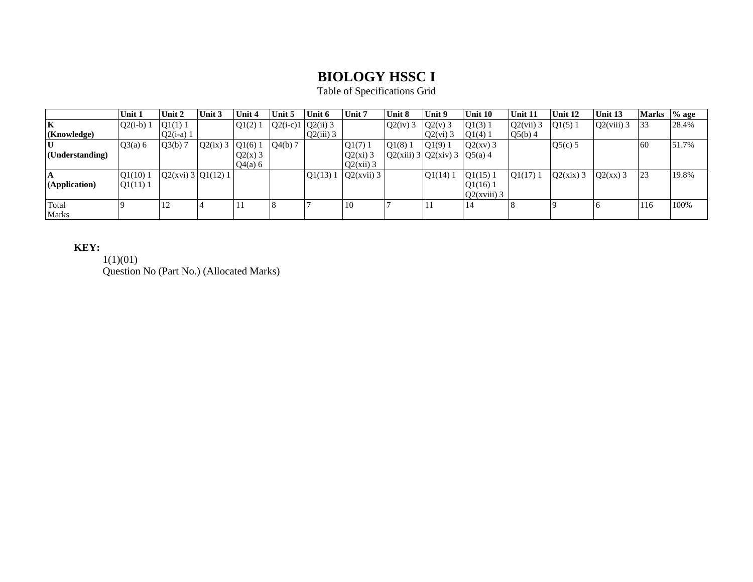# BIOLOGY HSSC I

Table of Specifications Grid

| | Unit 1 | Unit 2 | Unit 3 | Unit 4 | Unit 5 | Unit 6 | Unit 7 | Unit 8 | Unit 9 | Unit 10 | Unit 11 | Unit 12 | Unit 13 | Marks | % age |
|---|---|---|---|---|---|---|---|---|---|---|---|---|---|---|---|
| **K (Knowledge)** | Q2(i-b) 1 | Q1(1) 1<br>Q2(i-a) 1 | | Q1(2) 1 | Q2(i-c)1 | Q2(ii) 3<br>Q2(iii) 3 | | Q2(iv) 3 | Q2(v) 3<br>Q2(vi) 3 | Q1(3) 1<br>Q1(4) 1 | Q2(vii) 3<br>Q5(b) 4 | Q1(5) 1 | Q2(viii) 3 | 33 | 28.4% |
| **U (Understanding)** | Q3(a) 6 | Q3(b) 7 | Q2(ix) 3 | Q1(6) 1<br>Q2(x) 3<br>Q4(a) 6 | Q4(b) 7 | | Q1(7) 1<br>Q2(xi) 3<br>Q2(xii) 3 | Q1(8) 1<br>Q2(xiii) 3 | Q1(9) 1<br>Q2(xiv) 3 | Q2(xv) 3<br>Q5(a) 4 | | Q5(c) 5 | | 60 | 51.7% |
| **A (Application)** | Q1(10) 1<br>Q1(11) 1 | Q2(xvi) 3 | Q1(12) 1 | | | Q1(13) 1 | Q2(xvii) 3 | | Q1(14) 1 | Q1(15) 1<br>Q1(16) 1<br>Q2(xviii) 3 | Q1(17) 1 | Q2(xix) 3 | Q2(xx) 3 | 23 | 19.8% |
| Total Marks | 9 | 12 | 4 | 11 | 8 | 7 | 10 | 7 | 11 | 14 | 8 | 9 | 6 | 116 | 100% |

**KEY:**

1(1)(01)
Question No (Part No.) (Allocated Marks)